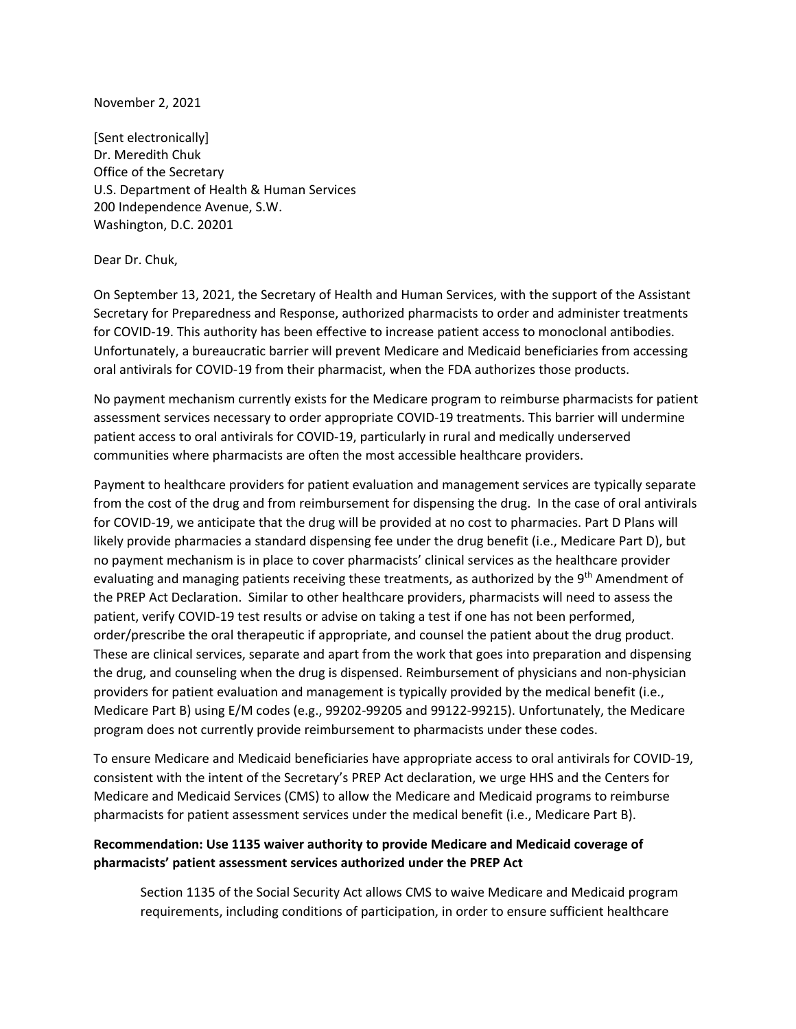November 2, 2021

[Sent electronically]
Dr. Meredith Chuk
Office of the Secretary
U.S. Department of Health & Human Services
200 Independence Avenue, S.W.
Washington, D.C. 20201

Dear Dr. Chuk,

On September 13, 2021, the Secretary of Health and Human Services, with the support of the Assistant Secretary for Preparedness and Response, authorized pharmacists to order and administer treatments for COVID-19. This authority has been effective to increase patient access to monoclonal antibodies. Unfortunately, a bureaucratic barrier will prevent Medicare and Medicaid beneficiaries from accessing oral antivirals for COVID-19 from their pharmacist, when the FDA authorizes those products.

No payment mechanism currently exists for the Medicare program to reimburse pharmacists for patient assessment services necessary to order appropriate COVID-19 treatments. This barrier will undermine patient access to oral antivirals for COVID-19, particularly in rural and medically underserved communities where pharmacists are often the most accessible healthcare providers.

Payment to healthcare providers for patient evaluation and management services are typically separate from the cost of the drug and from reimbursement for dispensing the drug. In the case of oral antivirals for COVID-19, we anticipate that the drug will be provided at no cost to pharmacies. Part D Plans will likely provide pharmacies a standard dispensing fee under the drug benefit (i.e., Medicare Part D), but no payment mechanism is in place to cover pharmacists' clinical services as the healthcare provider evaluating and managing patients receiving these treatments, as authorized by the 9th Amendment of the PREP Act Declaration. Similar to other healthcare providers, pharmacists will need to assess the patient, verify COVID-19 test results or advise on taking a test if one has not been performed, order/prescribe the oral therapeutic if appropriate, and counsel the patient about the drug product. These are clinical services, separate and apart from the work that goes into preparation and dispensing the drug, and counseling when the drug is dispensed. Reimbursement of physicians and non-physician providers for patient evaluation and management is typically provided by the medical benefit (i.e., Medicare Part B) using E/M codes (e.g., 99202-99205 and 99122-99215). Unfortunately, the Medicare program does not currently provide reimbursement to pharmacists under these codes.

To ensure Medicare and Medicaid beneficiaries have appropriate access to oral antivirals for COVID-19, consistent with the intent of the Secretary's PREP Act declaration, we urge HHS and the Centers for Medicare and Medicaid Services (CMS) to allow the Medicare and Medicaid programs to reimburse pharmacists for patient assessment services under the medical benefit (i.e., Medicare Part B).

**Recommendation: Use 1135 waiver authority to provide Medicare and Medicaid coverage of pharmacists' patient assessment services authorized under the PREP Act**

> Section 1135 of the Social Security Act allows CMS to waive Medicare and Medicaid program requirements, including conditions of participation, in order to ensure sufficient healthcare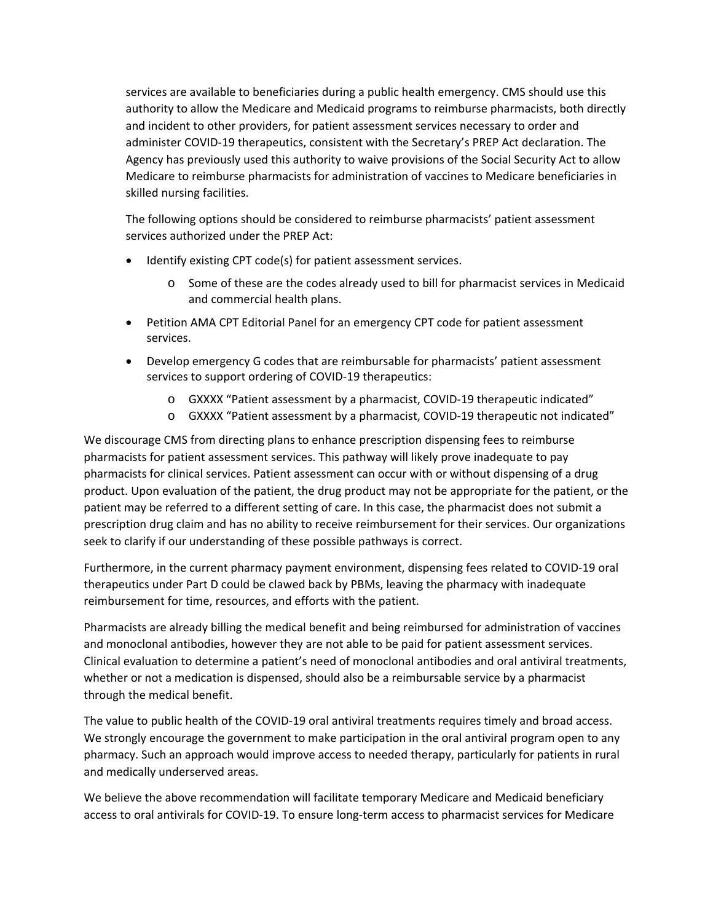services are available to beneficiaries during a public health emergency. CMS should use this authority to allow the Medicare and Medicaid programs to reimburse pharmacists, both directly and incident to other providers, for patient assessment services necessary to order and administer COVID-19 therapeutics, consistent with the Secretary's PREP Act declaration. The Agency has previously used this authority to waive provisions of the Social Security Act to allow Medicare to reimburse pharmacists for administration of vaccines to Medicare beneficiaries in skilled nursing facilities.

The following options should be considered to reimburse pharmacists' patient assessment services authorized under the PREP Act:

- Identify existing CPT code(s) for patient assessment services.
  - Some of these are the codes already used to bill for pharmacist services in Medicaid and commercial health plans.
- Petition AMA CPT Editorial Panel for an emergency CPT code for patient assessment services.
- Develop emergency G codes that are reimbursable for pharmacists' patient assessment services to support ordering of COVID-19 therapeutics:
  - GXXXX "Patient assessment by a pharmacist, COVID-19 therapeutic indicated"
  - GXXXX "Patient assessment by a pharmacist, COVID-19 therapeutic not indicated"

We discourage CMS from directing plans to enhance prescription dispensing fees to reimburse pharmacists for patient assessment services. This pathway will likely prove inadequate to pay pharmacists for clinical services. Patient assessment can occur with or without dispensing of a drug product. Upon evaluation of the patient, the drug product may not be appropriate for the patient, or the patient may be referred to a different setting of care. In this case, the pharmacist does not submit a prescription drug claim and has no ability to receive reimbursement for their services. Our organizations seek to clarify if our understanding of these possible pathways is correct.

Furthermore, in the current pharmacy payment environment, dispensing fees related to COVID-19 oral therapeutics under Part D could be clawed back by PBMs, leaving the pharmacy with inadequate reimbursement for time, resources, and efforts with the patient.

Pharmacists are already billing the medical benefit and being reimbursed for administration of vaccines and monoclonal antibodies, however they are not able to be paid for patient assessment services. Clinical evaluation to determine a patient's need of monoclonal antibodies and oral antiviral treatments, whether or not a medication is dispensed, should also be a reimbursable service by a pharmacist through the medical benefit.

The value to public health of the COVID-19 oral antiviral treatments requires timely and broad access. We strongly encourage the government to make participation in the oral antiviral program open to any pharmacy. Such an approach would improve access to needed therapy, particularly for patients in rural and medically underserved areas.

We believe the above recommendation will facilitate temporary Medicare and Medicaid beneficiary access to oral antivirals for COVID-19. To ensure long-term access to pharmacist services for Medicare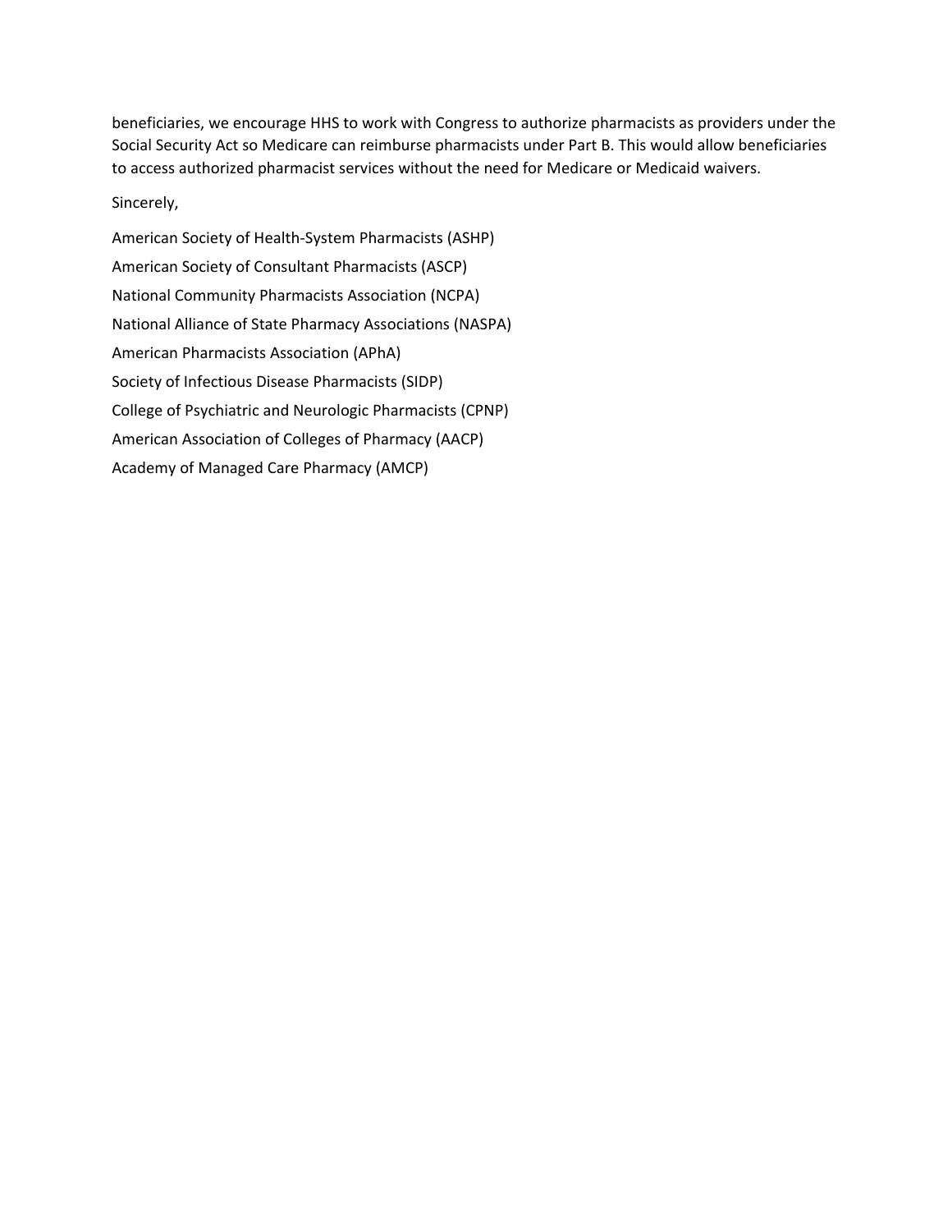beneficiaries, we encourage HHS to work with Congress to authorize pharmacists as providers under the Social Security Act so Medicare can reimburse pharmacists under Part B. This would allow beneficiaries to access authorized pharmacist services without the need for Medicare or Medicaid waivers.

Sincerely,

American Society of Health-System Pharmacists (ASHP)

American Society of Consultant Pharmacists (ASCP)

National Community Pharmacists Association (NCPA)

National Alliance of State Pharmacy Associations (NASPA)

American Pharmacists Association (APhA)

Society of Infectious Disease Pharmacists (SIDP)

College of Psychiatric and Neurologic Pharmacists (CPNP)

American Association of Colleges of Pharmacy (AACP)

Academy of Managed Care Pharmacy (AMCP)